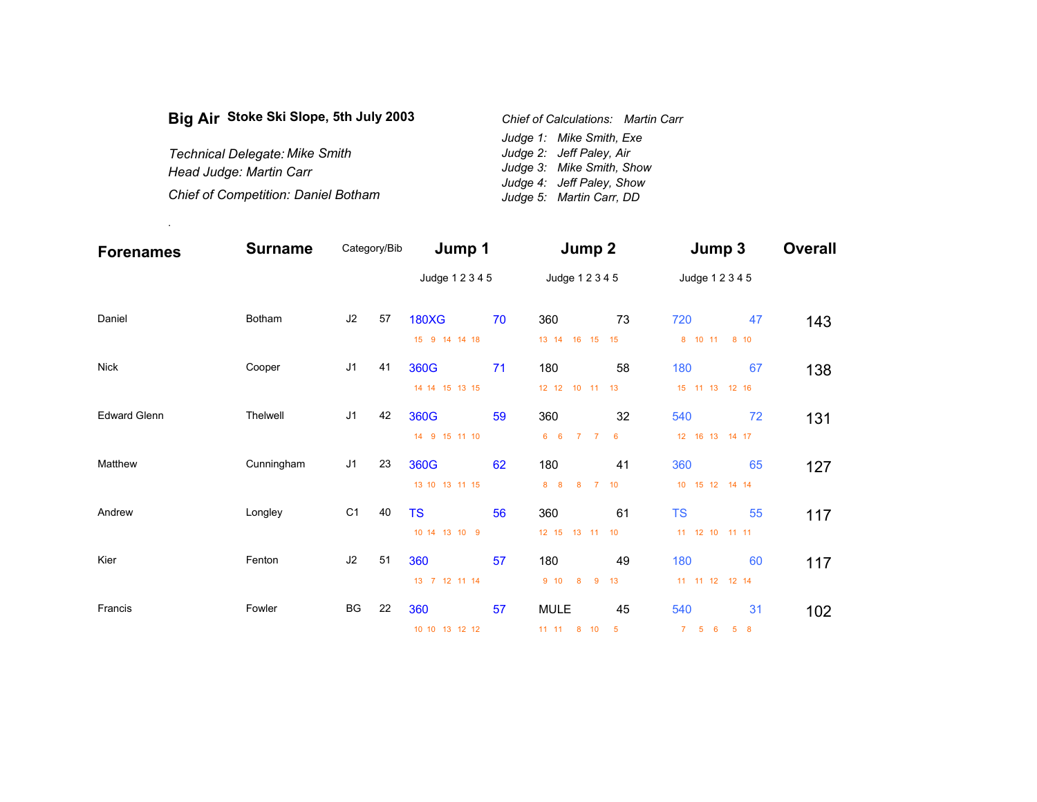**Big Air** **Stoke Ski Slope, 5th July 2003**

*Technical Delegate: Mike Smith*
*Head Judge: Martin Carr*
*Chief of Competition: Daniel Botham*

*Chief of Calculations: Martin Carr*
*Judge 1: Mike Smith, Exe*
*Judge 2: Jeff Paley, Air*
*Judge 3: Mike Smith, Show*
*Judge 4: Jeff Paley, Show*
*Judge 5: Martin Carr, DD*

.

| Forenames | Surname | Category/Bib | | Jump 1 | | Jump 2 | | Jump 3 | | Overall |
|---|---|---|---|---|---|---|---|---|---|---|
| | | | | Judge 1 2 3 4 5 | | Judge 1 2 3 4 5 | | Judge 1 2 3 4 5 | | |
| Daniel | Botham | J2 | 57 | 180XG | 70 | 360 | 73 | 720 | 47 | 143 |
| | | | | 15 9 14 14 18 | | 13 14 16 15 15 | | 8 10 11 8 10 | | |
| Nick | Cooper | J1 | 41 | 360G | 71 | 180 | 58 | 180 | 67 | 138 |
| | | | | 14 14 15 13 15 | | 12 12 10 11 13 | | 15 11 13 12 16 | | |
| Edward Glenn | Thelwell | J1 | 42 | 360G | 59 | 360 | 32 | 540 | 72 | 131 |
| | | | | 14 9 15 11 10 | | 6 6 7 7 6 | | 12 16 13 14 17 | | |
| Matthew | Cunningham | J1 | 23 | 360G | 62 | 180 | 41 | 360 | 65 | 127 |
| | | | | 13 10 13 11 15 | | 8 8 8 7 10 | | 10 15 12 14 14 | | |
| Andrew | Longley | C1 | 40 | TS | 56 | 360 | 61 | TS | 55 | 117 |
| | | | | 10 14 13 10 9 | | 12 15 13 11 10 | | 11 12 10 11 11 | | |
| Kier | Fenton | J2 | 51 | 360 | 57 | 180 | 49 | 180 | 60 | 117 |
| | | | | 13 7 12 11 14 | | 9 10 8 9 13 | | 11 11 12 12 14 | | |
| Francis | Fowler | BG | 22 | 360 | 57 | MULE | 45 | 540 | 31 | 102 |
| | | | | 10 10 13 12 12 | | 11 11 8 10 5 | | 7 5 6 5 8 | | |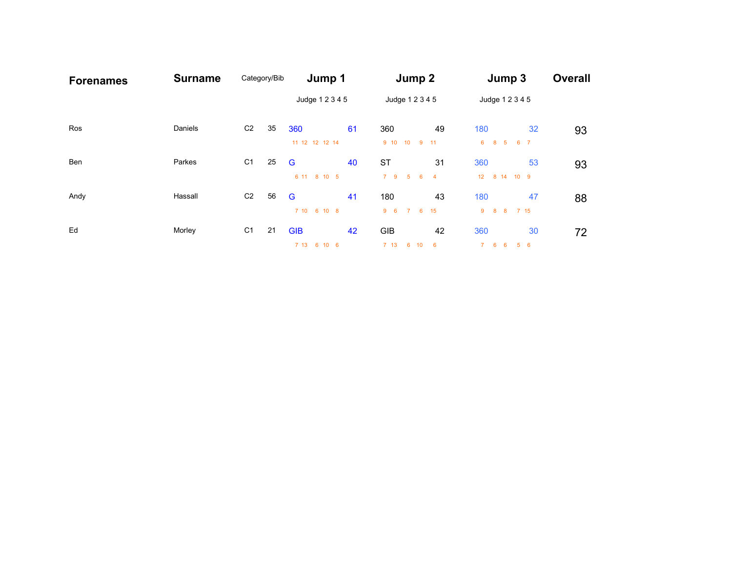| Forenames | Surname | Category/Bib | | Jump 1 | | Jump 2 | | Jump 3 | | Overall |
|---|---|---|---|---|---|---|---|---|---|---|
| | | | | Judge 1 2 3 4 5 | | Judge 1 2 3 4 5 | | Judge 1 2 3 4 5 | | |
| Ros | Daniels | C2 | 35 | 360 | 61 | 360 | 49 | 180 | 32 | 93 |
| | | | | 11 12 12 12 14 | | 9 10 10 9 11 | | 6 8 5 6 7 | | |
| Ben | Parkes | C1 | 25 | G | 40 | ST | 31 | 360 | 53 | 93 |
| | | | | 6 11 8 10 5 | | 7 9 5 6 4 | | 12 8 14 10 9 | | |
| Andy | Hassall | C2 | 56 | G | 41 | 180 | 43 | 180 | 47 | 88 |
| | | | | 7 10 6 10 8 | | 9 6 7 6 15 | | 9 8 8 7 15 | | |
| Ed | Morley | C1 | 21 | GIB | 42 | GIB | 42 | 360 | 30 | 72 |
| | | | | 7 13 6 10 6 | | 7 13 6 10 6 | | 7 6 6 5 6 | | |